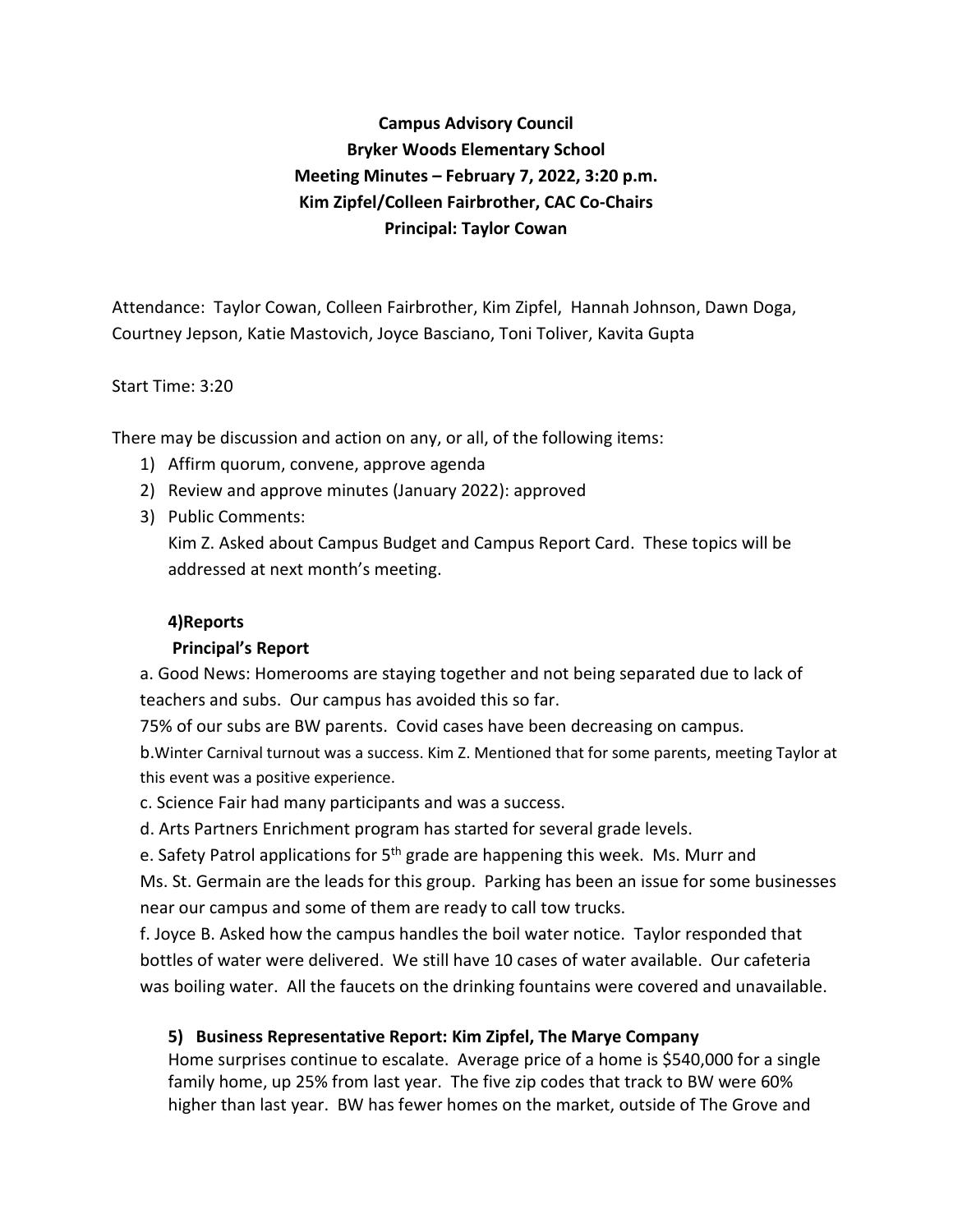**Campus Advisory Council**
**Bryker Woods Elementary School**
**Meeting Minutes – February 7, 2022, 3:20 p.m.**
**Kim Zipfel/Colleen Fairbrother, CAC Co-Chairs**
**Principal: Taylor Cowan**

Attendance: Taylor Cowan, Colleen Fairbrother, Kim Zipfel, Hannah Johnson, Dawn Doga, Courtney Jepson, Katie Mastovich, Joyce Basciano, Toni Toliver, Kavita Gupta

Start Time: 3:20

There may be discussion and action on any, or all, of the following items:

1) Affirm quorum, convene, approve agenda
2) Review and approve minutes (January 2022): approved
3) Public Comments:
   Kim Z. Asked about Campus Budget and Campus Report Card. These topics will be addressed at next month's meeting.

**4)Reports**

**Principal's Report**

a. Good News: Homerooms are staying together and not being separated due to lack of teachers and subs. Our campus has avoided this so far.
75% of our subs are BW parents. Covid cases have been decreasing on campus.

b.Winter Carnival turnout was a success. Kim Z. Mentioned that for some parents, meeting Taylor at this event was a positive experience.

c. Science Fair had many participants and was a success.

d. Arts Partners Enrichment program has started for several grade levels.

e. Safety Patrol applications for 5th grade are happening this week. Ms. Murr and Ms. St. Germain are the leads for this group. Parking has been an issue for some businesses near our campus and some of them are ready to call tow trucks.

f. Joyce B. Asked how the campus handles the boil water notice. Taylor responded that bottles of water were delivered. We still have 10 cases of water available. Our cafeteria was boiling water. All the faucets on the drinking fountains were covered and unavailable.

**5) Business Representative Report: Kim Zipfel, The Marye Company**

Home surprises continue to escalate. Average price of a home is $540,000 for a single family home, up 25% from last year. The five zip codes that track to BW were 60% higher than last year. BW has fewer homes on the market, outside of The Grove and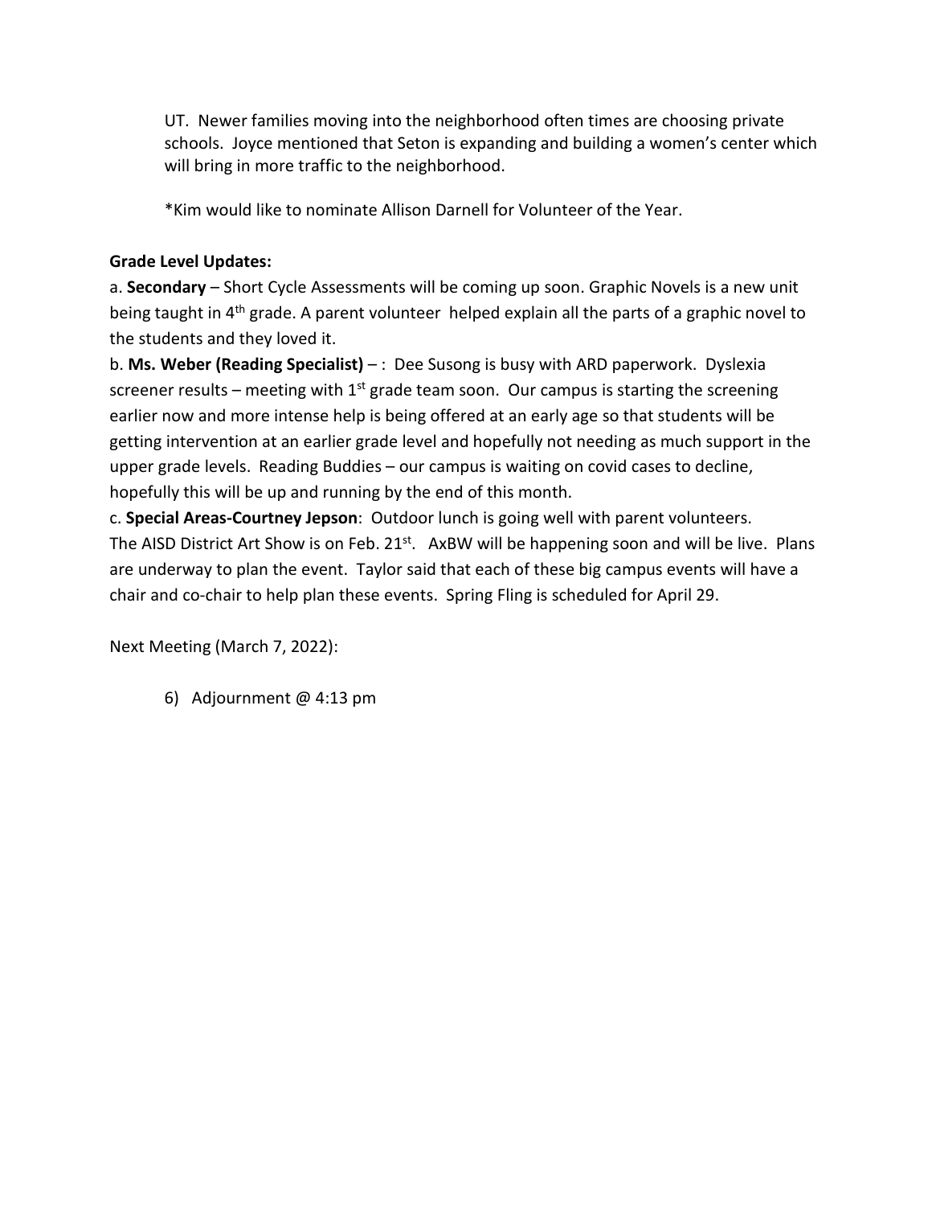UT. Newer families moving into the neighborhood often times are choosing private schools. Joyce mentioned that Seton is expanding and building a women's center which will bring in more traffic to the neighborhood.

*Kim would like to nominate Allison Darnell for Volunteer of the Year.

**Grade Level Updates:**

a. **Secondary** – Short Cycle Assessments will be coming up soon. Graphic Novels is a new unit being taught in 4th grade. A parent volunteer helped explain all the parts of a graphic novel to the students and they loved it.

b. **Ms. Weber (Reading Specialist)** – : Dee Susong is busy with ARD paperwork. Dyslexia screener results – meeting with 1st grade team soon. Our campus is starting the screening earlier now and more intense help is being offered at an early age so that students will be getting intervention at an earlier grade level and hopefully not needing as much support in the upper grade levels. Reading Buddies – our campus is waiting on covid cases to decline, hopefully this will be up and running by the end of this month.

c. **Special Areas-Courtney Jepson**: Outdoor lunch is going well with parent volunteers. The AISD District Art Show is on Feb. 21st. AxBW will be happening soon and will be live. Plans are underway to plan the event. Taylor said that each of these big campus events will have a chair and co-chair to help plan these events. Spring Fling is scheduled for April 29.

Next Meeting (March 7, 2022):

6) Adjournment @ 4:13 pm